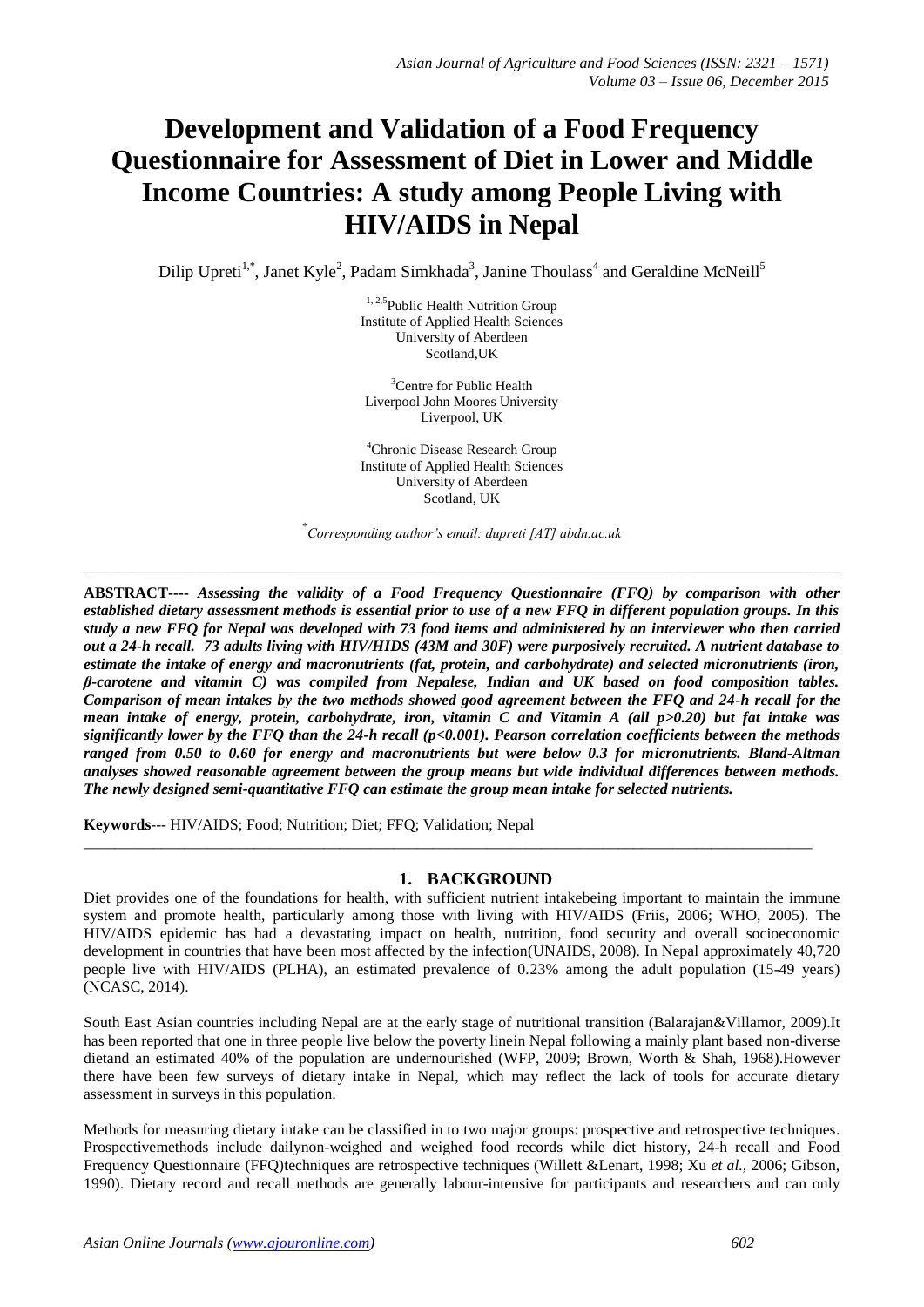# Development and Validation of a Food Frequency Questionnaire for Assessment of Diet in Lower and Middle Income Countries: A study among People Living with HIV/AIDS in Nepal

Dilip Upreti[1,*], Janet Kyle[2], Padam Simkhada[3], Janine Thoulass[4] and Geraldine McNeill[5]

[1, 2,5]Public Health Nutrition Group
Institute of Applied Health Sciences
University of Aberdeen
Scotland,UK

[3]Centre for Public Health
Liverpool John Moores University
Liverpool, UK

[4]Chronic Disease Research Group
Institute of Applied Health Sciences
University of Aberdeen
Scotland, UK

*[*]Corresponding author's email: dupreti [AT] abdn.ac.uk*

---

**ABSTRACT----** ***Assessing the validity of a Food Frequency Questionnaire (FFQ) by comparison with other established dietary assessment methods is essential prior to use of a new FFQ in different population groups. In this study a new FFQ for Nepal was developed with 73 food items and administered by an interviewer who then carried out a 24-h recall. 73 adults living with HIV/HIDS (43M and 30F) were purposively recruited. A nutrient database to estimate the intake of energy and macronutrients (fat, protein, and carbohydrate) and selected micronutrients (iron, β-carotene and vitamin C) was compiled from Nepalese, Indian and UK based on food composition tables. Comparison of mean intakes by the two methods showed good agreement between the FFQ and 24-h recall for the mean intake of energy, protein, carbohydrate, iron, vitamin C and Vitamin A (all p>0.20) but fat intake was significantly lower by the FFQ than the 24-h recall (p<0.001). Pearson correlation coefficients between the methods ranged from 0.50 to 0.60 for energy and macronutrients but were below 0.3 for micronutrients. Bland-Altman analyses showed reasonable agreement between the group means but wide individual differences between methods. The newly designed semi-quantitative FFQ can estimate the group mean intake for selected nutrients.***

**Keywords**--- HIV/AIDS; Food; Nutrition; Diet; FFQ; Validation; Nepal

---

## 1. BACKGROUND

Diet provides one of the foundations for health, with sufficient nutrient intakebeing important to maintain the immune system and promote health, particularly among those with living with HIV/AIDS (Friis, 2006; WHO, 2005). The HIV/AIDS epidemic has had a devastating impact on health, nutrition, food security and overall socioeconomic development in countries that have been most affected by the infection(UNAIDS, 2008). In Nepal approximately 40,720 people live with HIV/AIDS (PLHA), an estimated prevalence of 0.23% among the adult population (15-49 years) (NCASC, 2014).

South East Asian countries including Nepal are at the early stage of nutritional transition (Balarajan&Villamor, 2009).It has been reported that one in three people live below the poverty linein Nepal following a mainly plant based non-diverse dietand an estimated 40% of the population are undernourished (WFP, 2009; Brown, Worth & Shah, 1968).However there have been few surveys of dietary intake in Nepal, which may reflect the lack of tools for accurate dietary assessment in surveys in this population.

Methods for measuring dietary intake can be classified in to two major groups: prospective and retrospective techniques. Prospectivemethods include dailynon-weighed and weighed food records while diet history, 24-h recall and Food Frequency Questionnaire (FFQ)techniques are retrospective techniques (Willett &Lenart, 1998; Xu *et al.,* 2006; Gibson, 1990). Dietary record and recall methods are generally labour-intensive for participants and researchers and can only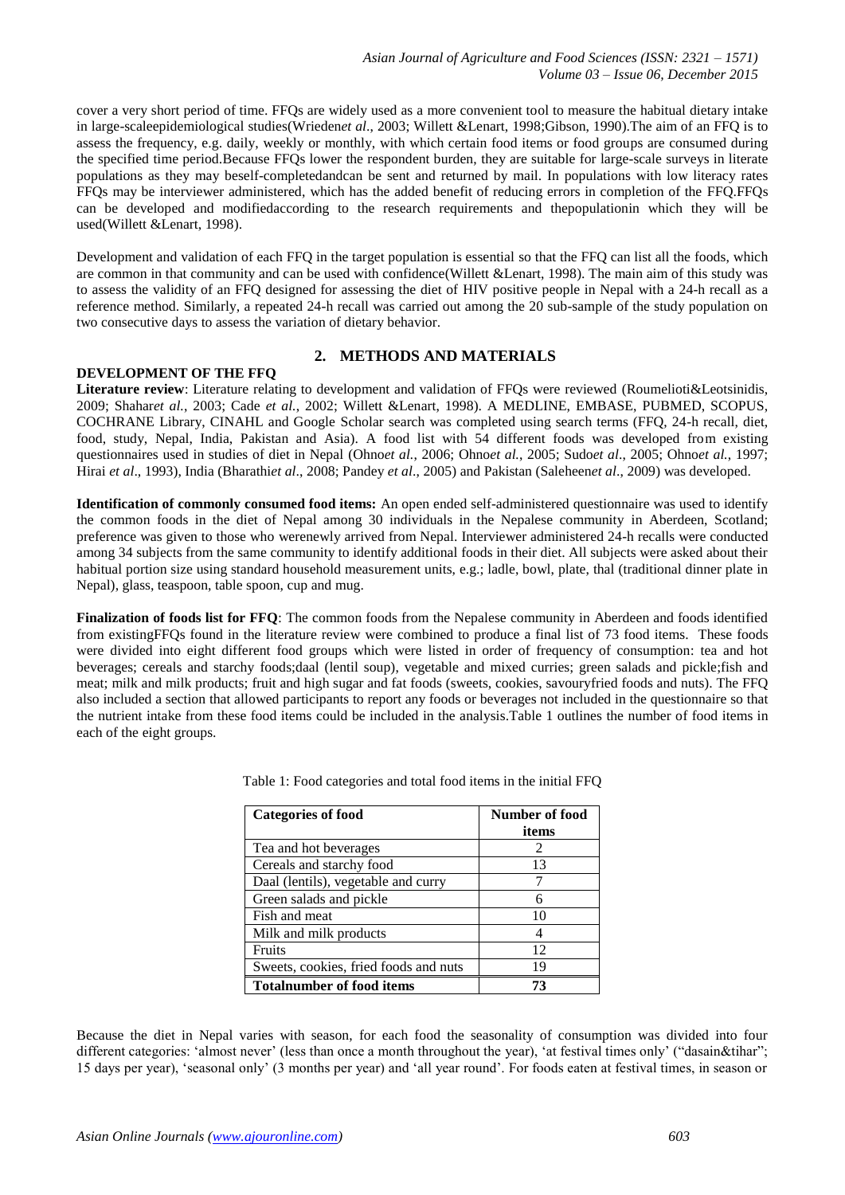cover a very short period of time. FFQs are widely used as a more convenient tool to measure the habitual dietary intake in large-scaleepidemiological studies(Wrieden*et al*., 2003; Willett &Lenart, 1998;Gibson, 1990).The aim of an FFQ is to assess the frequency, e.g. daily, weekly or monthly, with which certain food items or food groups are consumed during the specified time period.Because FFQs lower the respondent burden, they are suitable for large-scale surveys in literate populations as they may beself-completedandcan be sent and returned by mail. In populations with low literacy rates FFQs may be interviewer administered, which has the added benefit of reducing errors in completion of the FFQ.FFQs can be developed and modifiedaccording to the research requirements and thepopulationin which they will be used(Willett &Lenart, 1998).

Development and validation of each FFQ in the target population is essential so that the FFQ can list all the foods, which are common in that community and can be used with confidence(Willett &Lenart, 1998). The main aim of this study was to assess the validity of an FFQ designed for assessing the diet of HIV positive people in Nepal with a 24-h recall as a reference method. Similarly, a repeated 24-h recall was carried out among the 20 sub-sample of the study population on two consecutive days to assess the variation of dietary behavior.

## 2. METHODS AND MATERIALS

### DEVELOPMENT OF THE FFQ

**Literature review**: Literature relating to development and validation of FFQs were reviewed (Roumelioti&Leotsinidis, 2009; Shahar*et al.*, 2003; Cade *et al.*, 2002; Willett &Lenart, 1998). A MEDLINE, EMBASE, PUBMED, SCOPUS, COCHRANE Library, CINAHL and Google Scholar search was completed using search terms (FFQ, 24-h recall, diet, food, study, Nepal, India, Pakistan and Asia). A food list with 54 different foods was developed from existing questionnaires used in studies of diet in Nepal (Ohno*et al.*, 2006; Ohno*et al.*, 2005; Sudo*et al*., 2005; Ohno*et al.*, 1997; Hirai *et al*., 1993), India (Bharathi*et al*., 2008; Pandey *et al*., 2005) and Pakistan (Saleheen*et al*., 2009) was developed.

**Identification of commonly consumed food items:** An open ended self-administered questionnaire was used to identify the common foods in the diet of Nepal among 30 individuals in the Nepalese community in Aberdeen, Scotland; preference was given to those who werenewly arrived from Nepal. Interviewer administered 24-h recalls were conducted among 34 subjects from the same community to identify additional foods in their diet. All subjects were asked about their habitual portion size using standard household measurement units, e.g.; ladle, bowl, plate, thal (traditional dinner plate in Nepal), glass, teaspoon, table spoon, cup and mug.

**Finalization of foods list for FFQ**: The common foods from the Nepalese community in Aberdeen and foods identified from existingFFQs found in the literature review were combined to produce a final list of 73 food items. These foods were divided into eight different food groups which were listed in order of frequency of consumption: tea and hot beverages; cereals and starchy foods;daal (lentil soup), vegetable and mixed curries; green salads and pickle;fish and meat; milk and milk products; fruit and high sugar and fat foods (sweets, cookies, savouryfried foods and nuts). The FFQ also included a section that allowed participants to report any foods or beverages not included in the questionnaire so that the nutrient intake from these food items could be included in the analysis.Table 1 outlines the number of food items in each of the eight groups.

Table 1: Food categories and total food items in the initial FFQ

| Categories of food | Number of food items |
|---|---|
| Tea and hot beverages | 2 |
| Cereals and starchy food | 13 |
| Daal (lentils), vegetable and curry | 7 |
| Green salads and pickle | 6 |
| Fish and meat | 10 |
| Milk and milk products | 4 |
| Fruits | 12 |
| Sweets, cookies, fried foods and nuts | 19 |
| **Totalnumber of food items** | **73** |

Because the diet in Nepal varies with season, for each food the seasonality of consumption was divided into four different categories: 'almost never' (less than once a month throughout the year), 'at festival times only' ("dasain&tihar"; 15 days per year), 'seasonal only' (3 months per year) and 'all year round'. For foods eaten at festival times, in season or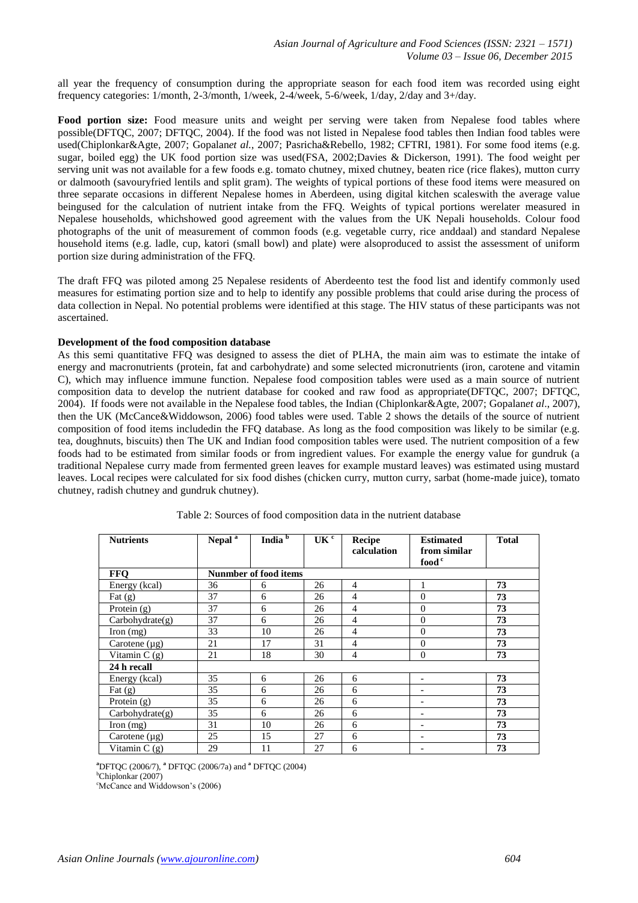all year the frequency of consumption during the appropriate season for each food item was recorded using eight frequency categories: 1/month, 2-3/month, 1/week, 2-4/week, 5-6/week, 1/day, 2/day and 3+/day.

**Food portion size:** Food measure units and weight per serving were taken from Nepalese food tables where possible(DFTQC, 2007; DFTQC, 2004). If the food was not listed in Nepalese food tables then Indian food tables were used(Chiplonkar&Agte, 2007; Gopalan*et al.*, 2007; Pasricha&Rebello, 1982; CFTRI, 1981). For some food items (e.g. sugar, boiled egg) the UK food portion size was used(FSA, 2002;Davies & Dickerson, 1991). The food weight per serving unit was not available for a few foods e.g. tomato chutney, mixed chutney, beaten rice (rice flakes), mutton curry or dalmooth (savouryfried lentils and split gram). The weights of typical portions of these food items were measured on three separate occasions in different Nepalese homes in Aberdeen, using digital kitchen scaleswith the average value beingused for the calculation of nutrient intake from the FFQ. Weights of typical portions werelater measured in Nepalese households, whichshowed good agreement with the values from the UK Nepali households. Colour food photographs of the unit of measurement of common foods (e.g. vegetable curry, rice anddaal) and standard Nepalese household items (e.g. ladle, cup, katori (small bowl) and plate) were alsoproduced to assist the assessment of uniform portion size during administration of the FFQ.

The draft FFQ was piloted among 25 Nepalese residents of Aberdeento test the food list and identify commonly used measures for estimating portion size and to help to identify any possible problems that could arise during the process of data collection in Nepal. No potential problems were identified at this stage. The HIV status of these participants was not ascertained.

**Development of the food composition database**

As this semi quantitative FFQ was designed to assess the diet of PLHA, the main aim was to estimate the intake of energy and macronutrients (protein, fat and carbohydrate) and some selected micronutrients (iron, carotene and vitamin C), which may influence immune function. Nepalese food composition tables were used as a main source of nutrient composition data to develop the nutrient database for cooked and raw food as appropriate(DFTQC, 2007; DFTQC, 2004). If foods were not available in the Nepalese food tables, the Indian (Chiplonkar&Agte, 2007; Gopalan*et al*., 2007), then the UK (McCance&Widdowson, 2006) food tables were used. Table 2 shows the details of the source of nutrient composition of food items includedin the FFQ database. As long as the food composition was likely to be similar (e.g. tea, doughnuts, biscuits) then The UK and Indian food composition tables were used. The nutrient composition of a few foods had to be estimated from similar foods or from ingredient values. For example the energy value for gundruk (a traditional Nepalese curry made from fermented green leaves for example mustard leaves) was estimated using mustard leaves. Local recipes were calculated for six food dishes (chicken curry, mutton curry, sarbat (home-made juice), tomato chutney, radish chutney and gundruk chutney).

Table 2: Sources of food composition data in the nutrient database

| Nutrients | Nepal [a] | India [b] | UK [c] | Recipe calculation | Estimated from similar food [c] | Total |
|---|---|---|---|---|---|---|
| **FFQ** | **Nunmber of food items** | | | | | |
| Energy (kcal) | 36 | 6 | 26 | 4 | 1 | **73** |
| Fat (g) | 37 | 6 | 26 | 4 | 0 | **73** |
| Protein (g) | 37 | 6 | 26 | 4 | 0 | **73** |
| Carbohydrate(g) | 37 | 6 | 26 | 4 | 0 | **73** |
| Iron (mg) | 33 | 10 | 26 | 4 | 0 | **73** |
| Carotene (µg) | 21 | 17 | 31 | 4 | 0 | **73** |
| Vitamin C (g) | 21 | 18 | 30 | 4 | 0 | **73** |
| **24 h recall** | | | | | | |
| Energy (kcal) | 35 | 6 | 26 | 6 | - | **73** |
| Fat (g) | 35 | 6 | 26 | 6 | - | **73** |
| Protein (g) | 35 | 6 | 26 | 6 | - | **73** |
| Carbohydrate(g) | 35 | 6 | 26 | 6 | - | **73** |
| Iron (mg) | 31 | 10 | 26 | 6 | - | **73** |
| Carotene (µg) | 25 | 15 | 27 | 6 | - | **73** |
| Vitamin C (g) | 29 | 11 | 27 | 6 | - | **73** |

[a]DFTQC (2006/7), [a] DFTQC (2006/7a) and [a] DFTQC (2004)
[b]Chiplonkar (2007)
[c]McCance and Widdowson's (2006)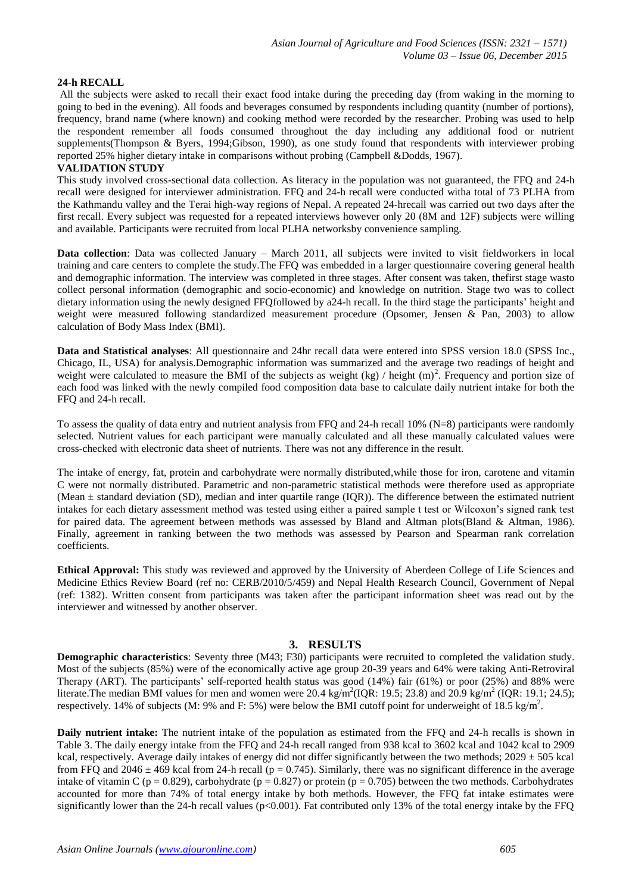### 24-h RECALL

All the subjects were asked to recall their exact food intake during the preceding day (from waking in the morning to going to bed in the evening). All foods and beverages consumed by respondents including quantity (number of portions), frequency, brand name (where known) and cooking method were recorded by the researcher. Probing was used to help the respondent remember all foods consumed throughout the day including any additional food or nutrient supplements(Thompson & Byers, 1994;Gibson, 1990), as one study found that respondents with interviewer probing reported 25% higher dietary intake in comparisons without probing (Campbell &Dodds, 1967).

### VALIDATION STUDY

This study involved cross-sectional data collection. As literacy in the population was not guaranteed, the FFQ and 24-h recall were designed for interviewer administration. FFQ and 24-h recall were conducted witha total of 73 PLHA from the Kathmandu valley and the Terai high-way regions of Nepal. A repeated 24-hrecall was carried out two days after the first recall. Every subject was requested for a repeated interviews however only 20 (8M and 12F) subjects were willing and available. Participants were recruited from local PLHA networksby convenience sampling.

**Data collection**: Data was collected January – March 2011, all subjects were invited to visit fieldworkers in local training and care centers to complete the study.The FFQ was embedded in a larger questionnaire covering general health and demographic information. The interview was completed in three stages. After consent was taken, thefirst stage wasto collect personal information (demographic and socio-economic) and knowledge on nutrition. Stage two was to collect dietary information using the newly designed FFQfollowed by a24-h recall. In the third stage the participants' height and weight were measured following standardized measurement procedure (Opsomer, Jensen & Pan, 2003) to allow calculation of Body Mass Index (BMI).

**Data and Statistical analyses**: All questionnaire and 24hr recall data were entered into SPSS version 18.0 (SPSS Inc., Chicago, IL, USA) for analysis.Demographic information was summarized and the average two readings of height and weight were calculated to measure the BMI of the subjects as weight (kg) / height $(m)^2$. Frequency and portion size of each food was linked with the newly compiled food composition data base to calculate daily nutrient intake for both the FFQ and 24-h recall.

To assess the quality of data entry and nutrient analysis from FFQ and 24-h recall 10% (N=8) participants were randomly selected. Nutrient values for each participant were manually calculated and all these manually calculated values were cross-checked with electronic data sheet of nutrients. There was not any difference in the result.

The intake of energy, fat, protein and carbohydrate were normally distributed,while those for iron, carotene and vitamin C were not normally distributed. Parametric and non-parametric statistical methods were therefore used as appropriate (Mean ± standard deviation (SD), median and inter quartile range (IQR)). The difference between the estimated nutrient intakes for each dietary assessment method was tested using either a paired sample t test or Wilcoxon's signed rank test for paired data. The agreement between methods was assessed by Bland and Altman plots(Bland & Altman, 1986). Finally, agreement in ranking between the two methods was assessed by Pearson and Spearman rank correlation coefficients.

**Ethical Approval:** This study was reviewed and approved by the University of Aberdeen College of Life Sciences and Medicine Ethics Review Board (ref no: CERB/2010/5/459) and Nepal Health Research Council, Government of Nepal (ref: 1382). Written consent from participants was taken after the participant information sheet was read out by the interviewer and witnessed by another observer.

## 3. RESULTS

**Demographic characteristics**: Seventy three (M43; F30) participants were recruited to completed the validation study. Most of the subjects (85%) were of the economically active age group 20-39 years and 64% were taking Anti-Retroviral Therapy (ART). The participants' self-reported health status was good (14%) fair (61%) or poor (25%) and 88% were literate.The median BMI values for men and women were 20.4 kg/m$^2$(IQR: 19.5; 23.8) and 20.9 kg/m$^2$ (IQR: 19.1; 24.5); respectively. 14% of subjects (M: 9% and F: 5%) were below the BMI cutoff point for underweight of 18.5 kg/m$^2$.

**Daily nutrient intake:** The nutrient intake of the population as estimated from the FFQ and 24-h recalls is shown in Table 3. The daily energy intake from the FFQ and 24-h recall ranged from 938 kcal to 3602 kcal and 1042 kcal to 2909 kcal, respectively. Average daily intakes of energy did not differ significantly between the two methods; 2029 ± 505 kcal from FFQ and 2046 ± 469 kcal from 24-h recall ($p = 0.745$). Similarly, there was no significant difference in the average intake of vitamin C ($p = 0.829$), carbohydrate ($p = 0.827$) or protein ($p = 0.705$) between the two methods. Carbohydrates accounted for more than 74% of total energy intake by both methods. However, the FFQ fat intake estimates were significantly lower than the 24-h recall values ($p<0.001$). Fat contributed only 13% of the total energy intake by the FFQ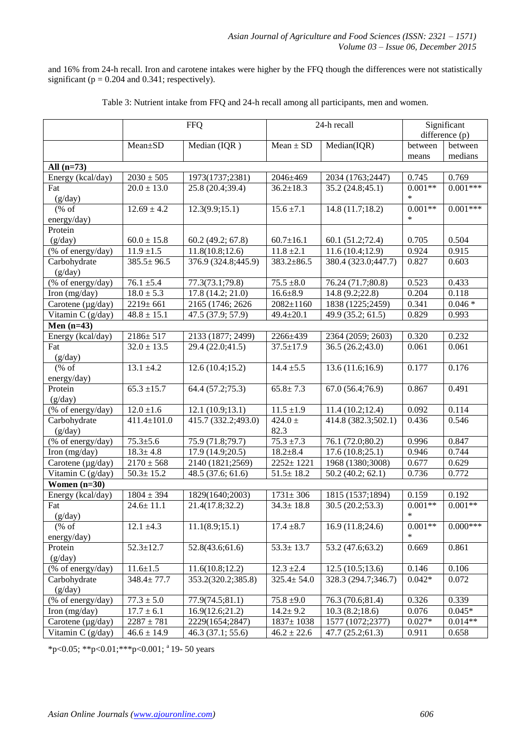and 16% from 24-h recall. Iron and carotene intakes were higher by the FFQ though the differences were not statistically significant (p = 0.204 and 0.341; respectively).

Table 3: Nutrient intake from FFQ and 24-h recall among all participants, men and women.

| | FFQ | | 24-h recall | | Significant difference (p) | |
|---|---|---|---|---|---|---|
| | Mean±SD | Median (IQR ) | Mean ± SD | Median(IQR) | between means | between medians |
| **All (n=73)** | | | | | | |
| Energy (kcal/day) | 2030 ± 505 | 1973(1737;2381) | 2046±469 | 2034 (1763;2447) | 0.745 | 0.769 |
| Fat (g/day) | 20.0 ± 13.0 | 25.8 (20.4;39.4) | 36.2±18.3 | 35.2 (24.8;45.1) | 0.001*** | 0.001*** |
| (% of energy/day) | 12.69 ± 4.2 | 12.3(9.9;15.1) | 15.6 ±7.1 | 14.8 (11.7;18.2) | 0.001*** | 0.001*** |
| Protein (g/day) | 60.0 ± 15.8 | 60.2 (49.2; 67.8) | 60.7±16.1 | 60.1 (51.2;72.4) | 0.705 | 0.504 |
| (% of energy/day) | 11.9 ±1.5 | 11.8(10.8;12.6) | 11.8 ±2.1 | 11.6 (10.4;12.9) | 0.924 | 0.915 |
| Carbohydrate (g/day) | 385.5± 96.5 | 376.9 (324.8;445.9) | 383.2±86.5 | 380.4 (323.0;447.7) | 0.827 | 0.603 |
| (% of energy/day) | 76.1 ±5.4 | 77.3(73.1;79.8) | 75.5 ±8.0 | 76.24 (71.7;80.8) | 0.523 | 0.433 |
| Iron (mg/day) | 18.0 ± 5.3 | 17.8 (14.2; 21.0) | 16.6±8.9 | 14.8 (9.2;22.8) | 0.204 | 0.118 |
| Carotene (µg/day) | 2219± 661 | 2165 (1746; 2626 | 2082±1160 | 1838 (1225;2459) | 0.341 | 0.046 * |
| Vitamin C (g/day) | 48.8 ± 15.1 | 47.5 (37.9; 57.9) | 49.4±20.1 | 49.9 (35.2; 61.5) | 0.829 | 0.993 |
| **Men (n=43)** | | | | | | |
| Energy (kcal/day) | 2186± 517 | 2133 (1877; 2499) | 2266±439 | 2364 (2059; 2603) | 0.320 | 0.232 |
| Fat (g/day) | 32.0 ± 13.5 | 29.4 (22.0;41.5) | 37.5±17.9 | 36.5 (26.2;43.0) | 0.061 | 0.061 |
| (% of energy/day) | 13.1 ±4.2 | 12.6 (10.4;15.2) | 14.4 ±5.5 | 13.6 (11.6;16.9) | 0.177 | 0.176 |
| Protein (g/day) | 65.3 ±15.7 | 64.4 (57.2;75.3) | 65.8± 7.3 | 67.0 (56.4;76.9) | 0.867 | 0.491 |
| (% of energy/day) | 12.0 ±1.6 | 12.1 (10.9;13.1) | 11.5 ±1.9 | 11.4 (10.2;12.4) | 0.092 | 0.114 |
| Carbohydrate (g/day) | 411.4±101.0 | 415.7 (332.2;493.0) | 424.0 ± 82.3 | 414.8 (382.3;502.1) | 0.436 | 0.546 |
| (% of energy/day) | 75.3±5.6 | 75.9 (71.8;79.7) | 75.3 ±7.3 | 76.1 (72.0;80.2) | 0.996 | 0.847 |
| Iron (mg/day) | 18.3± 4.8 | 17.9 (14.9;20.5) | 18.2±8.4 | 17.6 (10.8;25.1) | 0.946 | 0.744 |
| Carotene (µg/day) | 2170 ± 568 | 2140 (1821;2569) | 2252± 1221 | 1968 (1380;3008) | 0.677 | 0.629 |
| Vitamin C (g/day) | 50.3± 15.2 | 48.5 (37.6; 61.6) | 51.5± 18.2 | 50.2 (40.2; 62.1) | 0.736 | 0.772 |
| **Women (n=30)** | | | | | | |
| Energy (kcal/day) | 1804 ± 394 | 1829(1640;2003) | 1731± 306 | 1815 (1537;1894) | 0.159 | 0.192 |
| Fat (g/day) | 24.6± 11.1 | 21.4(17.8;32.2) | 34.3± 18.8 | 30.5 (20.2;53.3) | 0.001*** | 0.001** |
| (% of energy/day) | 12.1 ±4.3 | 11.1(8.9;15.1) | 17.4 ±8.7 | 16.9 (11.8;24.6) | 0.001*** | 0.000*** |
| Protein (g/day) | 52.3±12.7 | 52.8(43.6;61.6) | 53.3± 13.7 | 53.2 (47.6;63.2) | 0.669 | 0.861 |
| (% of energy/day) | 11.6±1.5 | 11.6(10.8;12.2) | 12.3 ±2.4 | 12.5 (10.5;13.6) | 0.146 | 0.106 |
| Carbohydrate (g/day) | 348.4± 77.7 | 353.2(320.2;385.8) | 325.4± 54.0 | 328.3 (294.7;346.7) | 0.042* | 0.072 |
| (% of energy/day) | 77.3 ± 5.0 | 77.9(74.5;81.1) | 75.8 ±9.0 | 76.3 (70.6;81.4) | 0.326 | 0.339 |
| Iron (mg/day) | 17.7 ± 6.1 | 16.9(12.6;21.2) | 14.2± 9.2 | 10.3 (8.2;18.6) | 0.076 | 0.045* |
| Carotene (µg/day) | 2287 ± 781 | 2229(1654;2847) | 1837± 1038 | 1577 (1072;2377) | 0.027* | 0.014** |
| Vitamin C (g/day) | 46.6 ± 14.9 | 46.3 (37.1; 55.6) | 46.2 ± 22.6 | 47.7 (25.2;61.3) | 0.911 | 0.658 |

*p<0.05; **p<0.01;***p<0.001; [a] 19- 50 years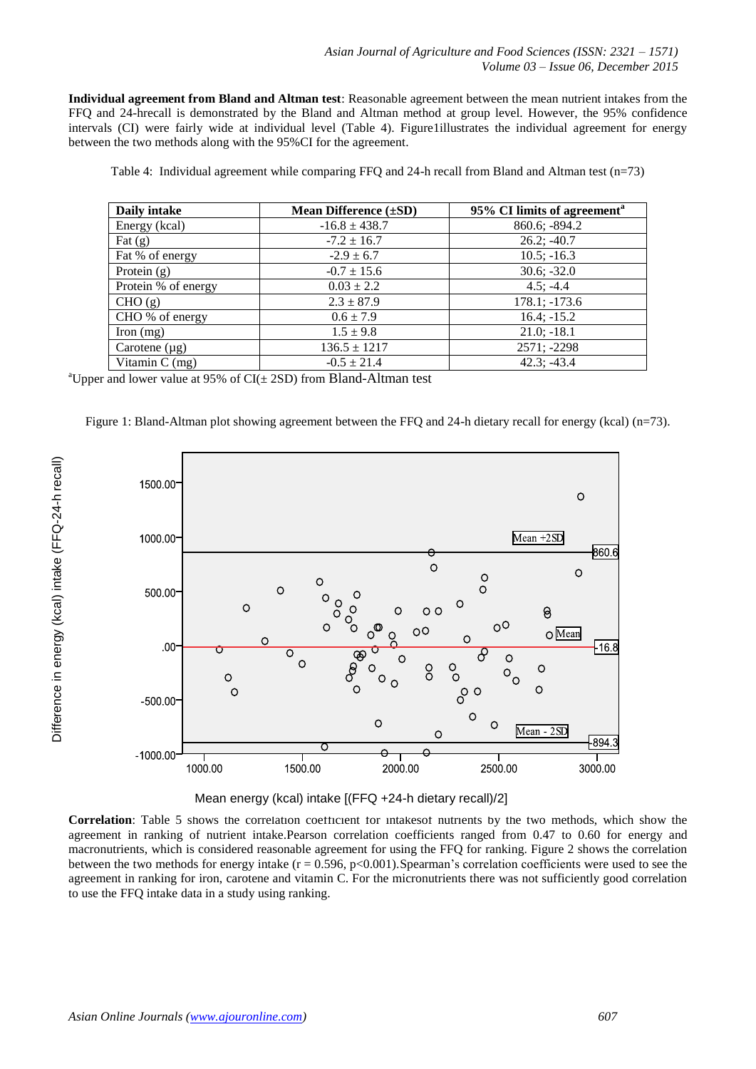**Individual agreement from Bland and Altman test**: Reasonable agreement between the mean nutrient intakes from the FFQ and 24-hrecall is demonstrated by the Bland and Altman method at group level. However, the 95% confidence intervals (CI) were fairly wide at individual level (Table 4). Figure1illustrates the individual agreement for energy between the two methods along with the 95%CI for the agreement.

Table 4: Individual agreement while comparing FFQ and 24-h recall from Bland and Altman test (n=73)

| Daily intake | Mean Difference (±SD) | 95% CI limits of agreement[a] |
|---|---|---|
| Energy (kcal) | -16.8 ± 438.7 | 860.6; -894.2 |
| Fat (g) | -7.2 ± 16.7 | 26.2; -40.7 |
| Fat % of energy | -2.9 ± 6.7 | 10.5; -16.3 |
| Protein (g) | -0.7 ± 15.6 | 30.6; -32.0 |
| Protein % of energy | 0.03 ± 2.2 | 4.5; -4.4 |
| CHO (g) | 2.3 ± 87.9 | 178.1; -173.6 |
| CHO % of energy | 0.6 ± 7.9 | 16.4; -15.2 |
| Iron (mg) | 1.5 ± 9.8 | 21.0; -18.1 |
| Carotene (µg) | 136.5 ± 1217 | 2571; -2298 |
| Vitamin C (mg) | -0.5 ± 21.4 | 42.3; -43.4 |

[a]Upper and lower value at 95% of CI(± 2SD) from Bland-Altman test

Figure 1: Bland-Altman plot showing agreement between the FFQ and 24-h dietary recall for energy (kcal) (n=73).

**Correlation**: Table 5 shows the correlation coefficient for intakesof nutrients by the two methods, which show the agreement in ranking of nutrient intake.Pearson correlation coefficients ranged from 0.47 to 0.60 for energy and macronutrients, which is considered reasonable agreement for using the FFQ for ranking. Figure 2 shows the correlation between the two methods for energy intake ($r = 0.596$, $p<0.001$).Spearman's correlation coefficients were used to see the agreement in ranking for iron, carotene and vitamin C. For the micronutrients there was not sufficiently good correlation to use the FFQ intake data in a study using ranking.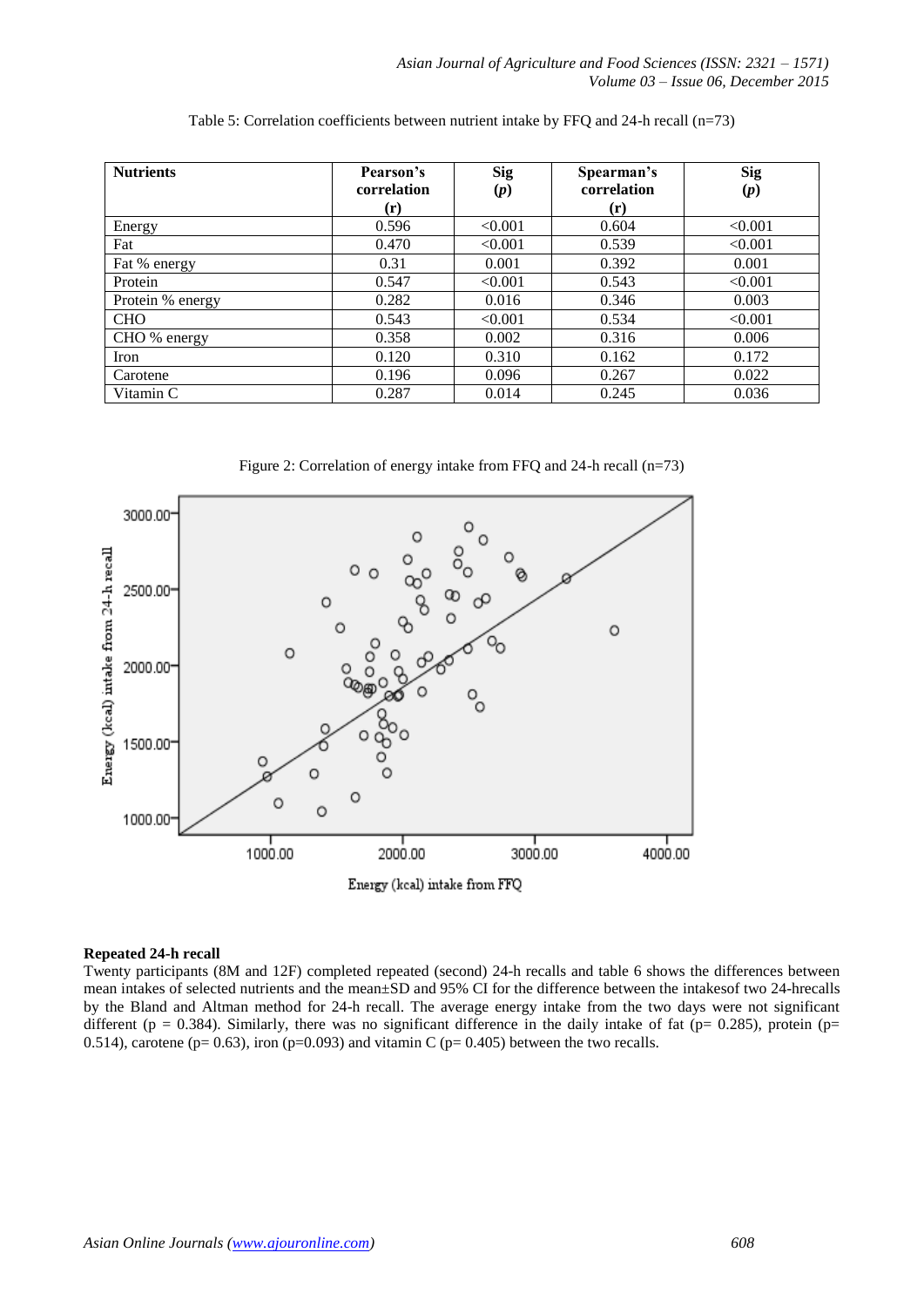Table 5: Correlation coefficients between nutrient intake by FFQ and 24-h recall (n=73)

| Nutrients | Pearson's correlation (r) | Sig (*p*) | Spearman's correlation (r) | Sig (*p*) |
|---|---|---|---|---|
| Energy | 0.596 | <0.001 | 0.604 | <0.001 |
| Fat | 0.470 | <0.001 | 0.539 | <0.001 |
| Fat % energy | 0.31 | 0.001 | 0.392 | 0.001 |
| Protein | 0.547 | <0.001 | 0.543 | <0.001 |
| Protein % energy | 0.282 | 0.016 | 0.346 | 0.003 |
| CHO | 0.543 | <0.001 | 0.534 | <0.001 |
| CHO % energy | 0.358 | 0.002 | 0.316 | 0.006 |
| Iron | 0.120 | 0.310 | 0.162 | 0.172 |
| Carotene | 0.196 | 0.096 | 0.267 | 0.022 |
| Vitamin C | 0.287 | 0.014 | 0.245 | 0.036 |

Figure 2: Correlation of energy intake from FFQ and 24-h recall (n=73)

**Repeated 24-h recall**

Twenty participants (8M and 12F) completed repeated (second) 24-h recalls and table 6 shows the differences between mean intakes of selected nutrients and the mean±SD and 95% CI for the difference between the intakesof two 24-hrecalls by the Bland and Altman method for 24-h recall. The average energy intake from the two days were not significant different ($p = 0.384$). Similarly, there was no significant difference in the daily intake of fat ($p= 0.285$), protein ($p= 0.514$), carotene ($p= 0.63$), iron ($p=0.093$) and vitamin C ($p= 0.405$) between the two recalls.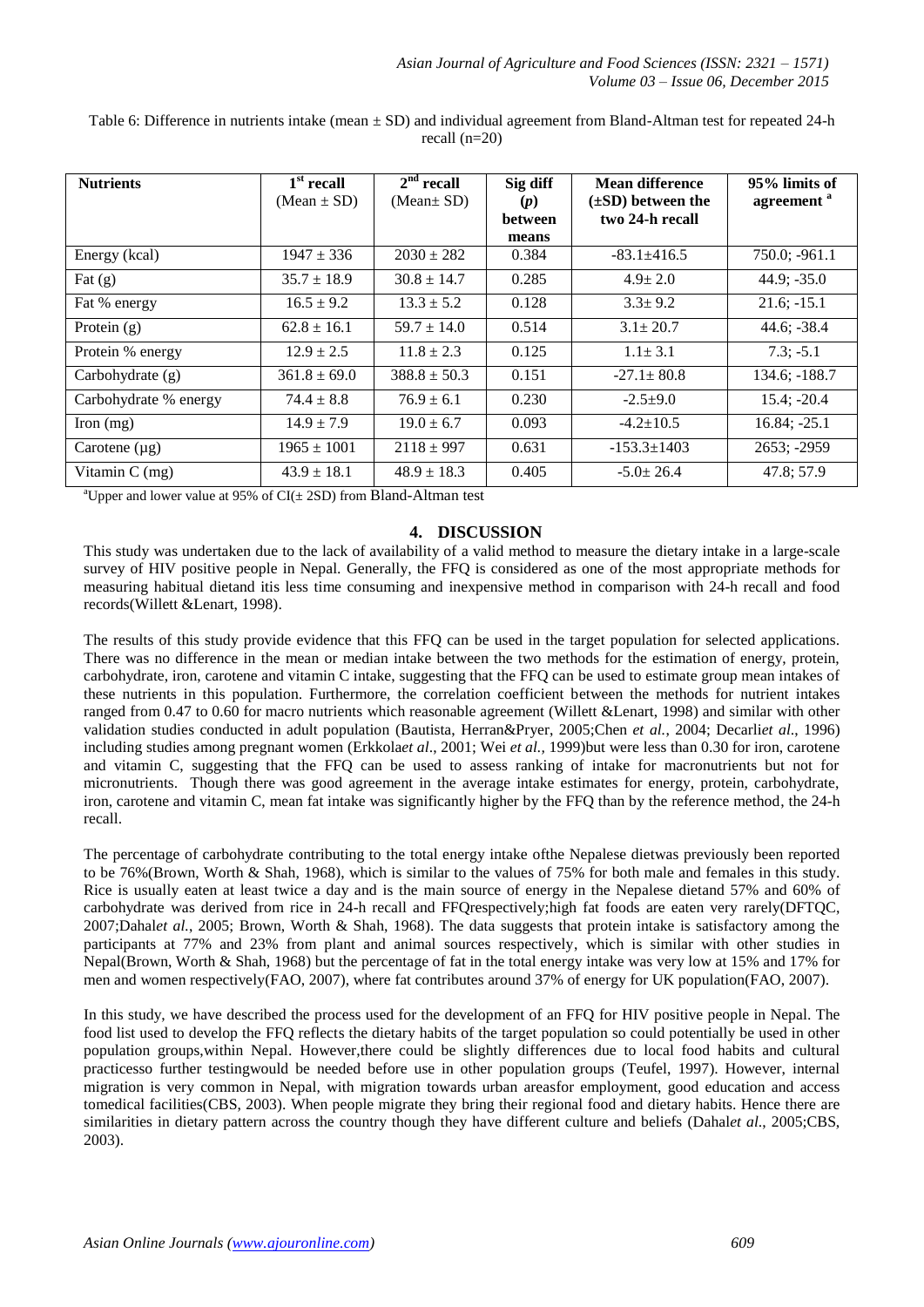Table 6: Difference in nutrients intake (mean ± SD) and individual agreement from Bland-Altman test for repeated 24-h recall (n=20)

| Nutrients | 1st recall (Mean ± SD) | 2nd recall (Mean± SD) | Sig diff (*p*) between means | Mean difference (±SD) between the two 24-h recall | 95% limits of agreement [a] |
|---|---|---|---|---|---|
| Energy (kcal) | 1947 ± 336 | 2030 ± 282 | 0.384 | -83.1±416.5 | 750.0; -961.1 |
| Fat (g) | 35.7 ± 18.9 | 30.8 ± 14.7 | 0.285 | 4.9± 2.0 | 44.9; -35.0 |
| Fat % energy | 16.5 ± 9.2 | 13.3 ± 5.2 | 0.128 | 3.3± 9.2 | 21.6; -15.1 |
| Protein (g) | 62.8 ± 16.1 | 59.7 ± 14.0 | 0.514 | 3.1± 20.7 | 44.6; -38.4 |
| Protein % energy | 12.9 ± 2.5 | 11.8 ± 2.3 | 0.125 | 1.1± 3.1 | 7.3; -5.1 |
| Carbohydrate (g) | 361.8 ± 69.0 | 388.8 ± 50.3 | 0.151 | -27.1± 80.8 | 134.6; -188.7 |
| Carbohydrate % energy | 74.4 ± 8.8 | 76.9 ± 6.1 | 0.230 | -2.5±9.0 | 15.4; -20.4 |
| Iron (mg) | 14.9 ± 7.9 | 19.0 ± 6.7 | 0.093 | -4.2±10.5 | 16.84; -25.1 |
| Carotene (µg) | 1965 ± 1001 | 2118 ± 997 | 0.631 | -153.3±1403 | 2653; -2959 |
| Vitamin C (mg) | 43.9 ± 18.1 | 48.9 ± 18.3 | 0.405 | -5.0± 26.4 | 47.8; 57.9 |

[a]Upper and lower value at 95% of CI(± 2SD) from Bland-Altman test

## 4. DISCUSSION

This study was undertaken due to the lack of availability of a valid method to measure the dietary intake in a large-scale survey of HIV positive people in Nepal. Generally, the FFQ is considered as one of the most appropriate methods for measuring habitual dietand itis less time consuming and inexpensive method in comparison with 24-h recall and food records(Willett &Lenart, 1998).

The results of this study provide evidence that this FFQ can be used in the target population for selected applications. There was no difference in the mean or median intake between the two methods for the estimation of energy, protein, carbohydrate, iron, carotene and vitamin C intake, suggesting that the FFQ can be used to estimate group mean intakes of these nutrients in this population. Furthermore, the correlation coefficient between the methods for nutrient intakes ranged from 0.47 to 0.60 for macro nutrients which reasonable agreement (Willett &Lenart, 1998) and similar with other validation studies conducted in adult population (Bautista, Herran&Pryer, 2005;Chen *et al.*, 2004; Decarli*et al*., 1996) including studies among pregnant women (Erkkola*et al*., 2001; Wei *et al.,* 1999)but were less than 0.30 for iron, carotene and vitamin C, suggesting that the FFQ can be used to assess ranking of intake for macronutrients but not for micronutrients. Though there was good agreement in the average intake estimates for energy, protein, carbohydrate, iron, carotene and vitamin C, mean fat intake was significantly higher by the FFQ than by the reference method, the 24-h recall.

The percentage of carbohydrate contributing to the total energy intake ofthe Nepalese dietwas previously been reported to be 76%(Brown, Worth & Shah, 1968), which is similar to the values of 75% for both male and females in this study. Rice is usually eaten at least twice a day and is the main source of energy in the Nepalese dietand 57% and 60% of carbohydrate was derived from rice in 24-h recall and FFQrespectively;high fat foods are eaten very rarely(DFTQC, 2007;Dahal*et al.*, 2005; Brown, Worth & Shah, 1968). The data suggests that protein intake is satisfactory among the participants at 77% and 23% from plant and animal sources respectively, which is similar with other studies in Nepal(Brown, Worth & Shah, 1968) but the percentage of fat in the total energy intake was very low at 15% and 17% for men and women respectively(FAO, 2007), where fat contributes around 37% of energy for UK population(FAO, 2007).

In this study, we have described the process used for the development of an FFQ for HIV positive people in Nepal. The food list used to develop the FFQ reflects the dietary habits of the target population so could potentially be used in other population groups,within Nepal. However,there could be slightly differences due to local food habits and cultural practicesso further testingwould be needed before use in other population groups (Teufel, 1997). However, internal migration is very common in Nepal, with migration towards urban areasfor employment, good education and access tomedical facilities(CBS, 2003). When people migrate they bring their regional food and dietary habits. Hence there are similarities in dietary pattern across the country though they have different culture and beliefs (Dahal*et al*., 2005;CBS, 2003).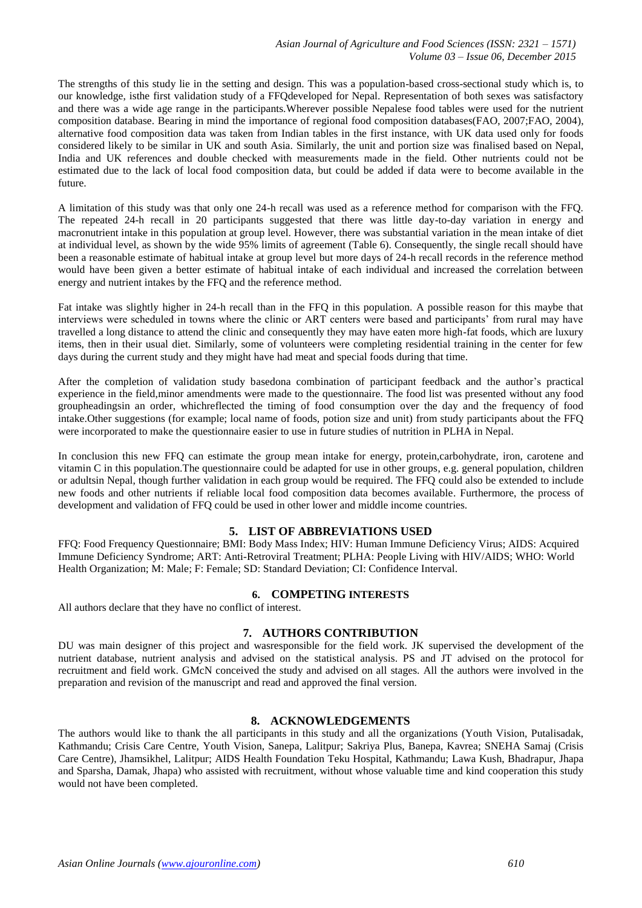The strengths of this study lie in the setting and design. This was a population-based cross-sectional study which is, to our knowledge, isthe first validation study of a FFQdeveloped for Nepal. Representation of both sexes was satisfactory and there was a wide age range in the participants.Wherever possible Nepalese food tables were used for the nutrient composition database. Bearing in mind the importance of regional food composition databases(FAO, 2007;FAO, 2004), alternative food composition data was taken from Indian tables in the first instance, with UK data used only for foods considered likely to be similar in UK and south Asia. Similarly, the unit and portion size was finalised based on Nepal, India and UK references and double checked with measurements made in the field. Other nutrients could not be estimated due to the lack of local food composition data, but could be added if data were to become available in the future.

A limitation of this study was that only one 24-h recall was used as a reference method for comparison with the FFQ. The repeated 24-h recall in 20 participants suggested that there was little day-to-day variation in energy and macronutrient intake in this population at group level. However, there was substantial variation in the mean intake of diet at individual level, as shown by the wide 95% limits of agreement (Table 6). Consequently, the single recall should have been a reasonable estimate of habitual intake at group level but more days of 24-h recall records in the reference method would have been given a better estimate of habitual intake of each individual and increased the correlation between energy and nutrient intakes by the FFQ and the reference method.

Fat intake was slightly higher in 24-h recall than in the FFQ in this population. A possible reason for this maybe that interviews were scheduled in towns where the clinic or ART centers were based and participants' from rural may have travelled a long distance to attend the clinic and consequently they may have eaten more high-fat foods, which are luxury items, then in their usual diet. Similarly, some of volunteers were completing residential training in the center for few days during the current study and they might have had meat and special foods during that time.

After the completion of validation study basedona combination of participant feedback and the author's practical experience in the field,minor amendments were made to the questionnaire. The food list was presented without any food groupheadingsin an order, whichreflected the timing of food consumption over the day and the frequency of food intake.Other suggestions (for example; local name of foods, potion size and unit) from study participants about the FFQ were incorporated to make the questionnaire easier to use in future studies of nutrition in PLHA in Nepal.

In conclusion this new FFQ can estimate the group mean intake for energy, protein,carbohydrate, iron, carotene and vitamin C in this population.The questionnaire could be adapted for use in other groups, e.g. general population, children or adultsin Nepal, though further validation in each group would be required. The FFQ could also be extended to include new foods and other nutrients if reliable local food composition data becomes available. Furthermore, the process of development and validation of FFQ could be used in other lower and middle income countries.

## 5. LIST OF ABBREVIATIONS USED

FFQ: Food Frequency Questionnaire; BMI: Body Mass Index; HIV: Human Immune Deficiency Virus; AIDS: Acquired Immune Deficiency Syndrome; ART: Anti-Retroviral Treatment; PLHA: People Living with HIV/AIDS; WHO: World Health Organization; M: Male; F: Female; SD: Standard Deviation; CI: Confidence Interval.

## 6. COMPETING INTERESTS

All authors declare that they have no conflict of interest.

## 7. AUTHORS CONTRIBUTION

DU was main designer of this project and wasresponsible for the field work. JK supervised the development of the nutrient database, nutrient analysis and advised on the statistical analysis. PS and JT advised on the protocol for recruitment and field work. GMcN conceived the study and advised on all stages. All the authors were involved in the preparation and revision of the manuscript and read and approved the final version.

## 8. ACKNOWLEDGEMENTS

The authors would like to thank the all participants in this study and all the organizations (Youth Vision, Putalisadak, Kathmandu; Crisis Care Centre, Youth Vision, Sanepa, Lalitpur; Sakriya Plus, Banepa, Kavrea; SNEHA Samaj (Crisis Care Centre), Jhamsikhel, Lalitpur; AIDS Health Foundation Teku Hospital, Kathmandu; Lawa Kush, Bhadrapur, Jhapa and Sparsha, Damak, Jhapa) who assisted with recruitment, without whose valuable time and kind cooperation this study would not have been completed.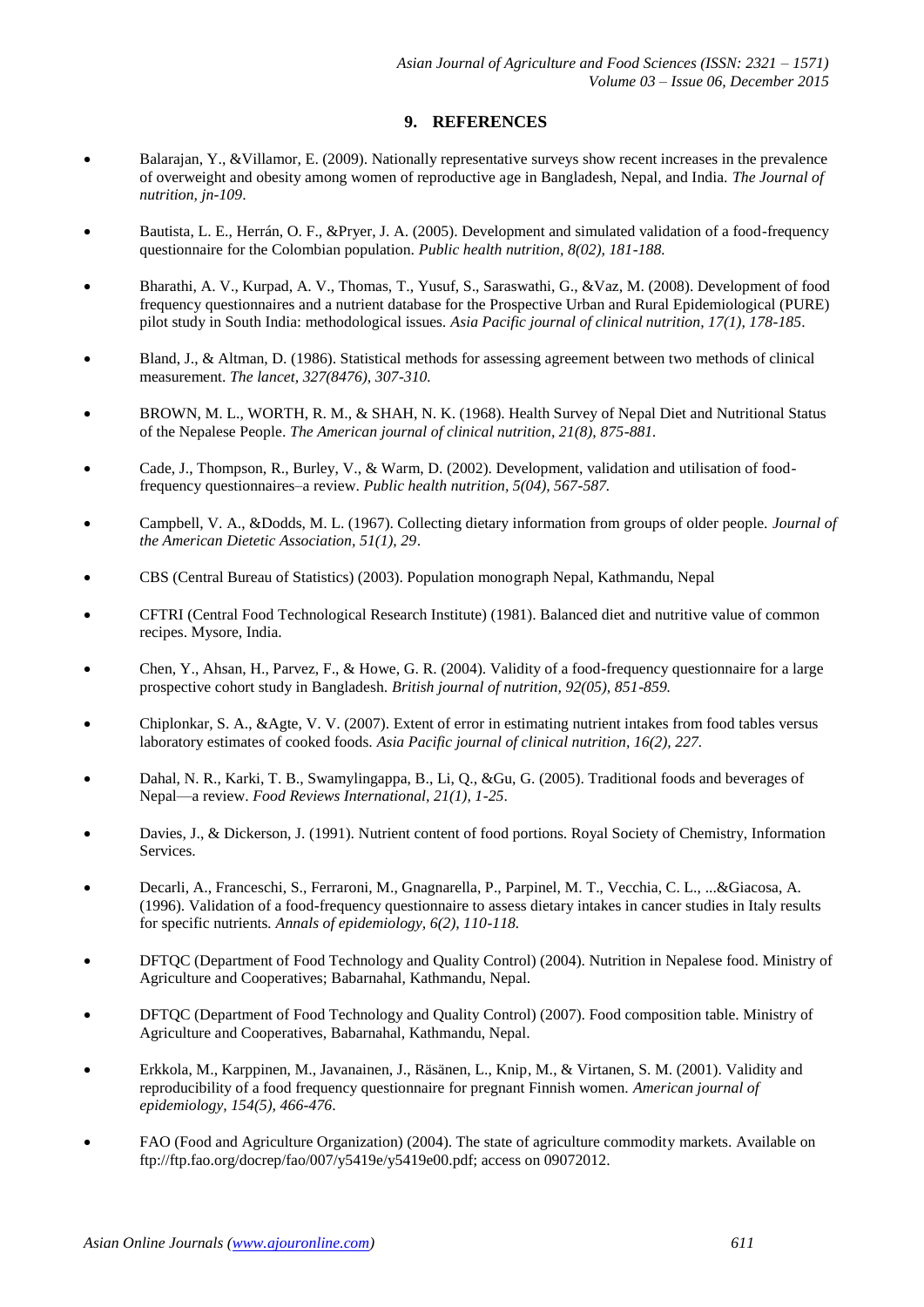## 9. REFERENCES

- Balarajan, Y., &Villamor, E. (2009). Nationally representative surveys show recent increases in the prevalence of overweight and obesity among women of reproductive age in Bangladesh, Nepal, and India. *The Journal of nutrition, jn-109*.
- Bautista, L. E., Herrán, O. F., &Pryer, J. A. (2005). Development and simulated validation of a food-frequency questionnaire for the Colombian population. *Public health nutrition, 8(02), 181-188.*
- Bharathi, A. V., Kurpad, A. V., Thomas, T., Yusuf, S., Saraswathi, G., &Vaz, M. (2008). Development of food frequency questionnaires and a nutrient database for the Prospective Urban and Rural Epidemiological (PURE) pilot study in South India: methodological issues. *Asia Pacific journal of clinical nutrition, 17(1), 178-185*.
- Bland, J., & Altman, D. (1986). Statistical methods for assessing agreement between two methods of clinical measurement. *The lancet, 327(8476), 307-310.*
- BROWN, M. L., WORTH, R. M., & SHAH, N. K. (1968). Health Survey of Nepal Diet and Nutritional Status of the Nepalese People. *The American journal of clinical nutrition, 21(8), 875-881.*
- Cade, J., Thompson, R., Burley, V., & Warm, D. (2002). Development, validation and utilisation of food-frequency questionnaires–a review. *Public health nutrition, 5(04), 567-587.*
- Campbell, V. A., &Dodds, M. L. (1967). Collecting dietary information from groups of older people. *Journal of the American Dietetic Association, 51(1), 29*.
- CBS (Central Bureau of Statistics) (2003). Population monograph Nepal, Kathmandu, Nepal
- CFTRI (Central Food Technological Research Institute) (1981). Balanced diet and nutritive value of common recipes. Mysore, India.
- Chen, Y., Ahsan, H., Parvez, F., & Howe, G. R. (2004). Validity of a food-frequency questionnaire for a large prospective cohort study in Bangladesh. *British journal of nutrition, 92(05), 851-859.*
- Chiplonkar, S. A., &Agte, V. V. (2007). Extent of error in estimating nutrient intakes from food tables versus laboratory estimates of cooked foods. *Asia Pacific journal of clinical nutrition, 16(2), 227.*
- Dahal, N. R., Karki, T. B., Swamylingappa, B., Li, Q., &Gu, G. (2005). Traditional foods and beverages of Nepal—a review. *Food Reviews International, 21(1), 1-25*.
- Davies, J., & Dickerson, J. (1991). Nutrient content of food portions. Royal Society of Chemistry, Information Services.
- Decarli, A., Franceschi, S., Ferraroni, M., Gnagnarella, P., Parpinel, M. T., Vecchia, C. L., ...&Giacosa, A. (1996). Validation of a food-frequency questionnaire to assess dietary intakes in cancer studies in Italy results for specific nutrients. *Annals of epidemiology, 6(2), 110-118.*
- DFTQC (Department of Food Technology and Quality Control) (2004). Nutrition in Nepalese food. Ministry of Agriculture and Cooperatives; Babarnahal, Kathmandu, Nepal.
- DFTQC (Department of Food Technology and Quality Control) (2007). Food composition table. Ministry of Agriculture and Cooperatives, Babarnahal, Kathmandu, Nepal.
- Erkkola, M., Karppinen, M., Javanainen, J., Räsänen, L., Knip, M., & Virtanen, S. M. (2001). Validity and reproducibility of a food frequency questionnaire for pregnant Finnish women. *American journal of epidemiology, 154(5), 466-476*.
- FAO (Food and Agriculture Organization) (2004). The state of agriculture commodity markets. Available on ftp://ftp.fao.org/docrep/fao/007/y5419e/y5419e00.pdf; access on 09072012.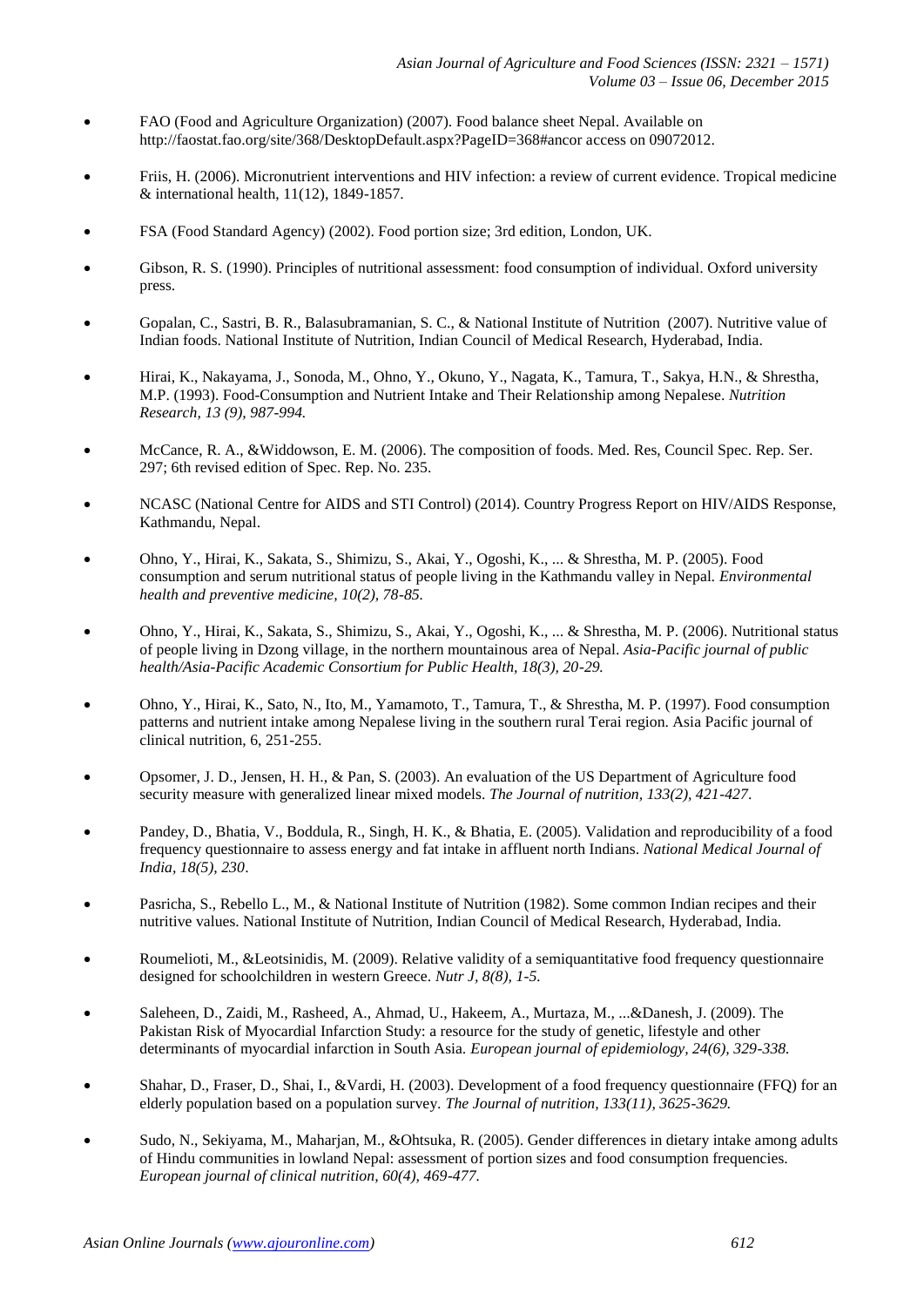- FAO (Food and Agriculture Organization) (2007). Food balance sheet Nepal. Available on http://faostat.fao.org/site/368/DesktopDefault.aspx?PageID=368#ancor access on 09072012.
- Friis, H. (2006). Micronutrient interventions and HIV infection: a review of current evidence. Tropical medicine & international health, 11(12), 1849-1857.
- FSA (Food Standard Agency) (2002). Food portion size; 3rd edition, London, UK.
- Gibson, R. S. (1990). Principles of nutritional assessment: food consumption of individual. Oxford university press.
- Gopalan, C., Sastri, B. R., Balasubramanian, S. C., & National Institute of Nutrition (2007). Nutritive value of Indian foods. National Institute of Nutrition, Indian Council of Medical Research, Hyderabad, India.
- Hirai, K., Nakayama, J., Sonoda, M., Ohno, Y., Okuno, Y., Nagata, K., Tamura, T., Sakya, H.N., & Shrestha, M.P. (1993). Food-Consumption and Nutrient Intake and Their Relationship among Nepalese. *Nutrition Research, 13 (9), 987-994.*
- McCance, R. A., &Widdowson, E. M. (2006). The composition of foods. Med. Res, Council Spec. Rep. Ser. 297; 6th revised edition of Spec. Rep. No. 235.
- NCASC (National Centre for AIDS and STI Control) (2014). Country Progress Report on HIV/AIDS Response, Kathmandu, Nepal.
- Ohno, Y., Hirai, K., Sakata, S., Shimizu, S., Akai, Y., Ogoshi, K., ... & Shrestha, M. P. (2005). Food consumption and serum nutritional status of people living in the Kathmandu valley in Nepal. *Environmental health and preventive medicine, 10(2), 78-85.*
- Ohno, Y., Hirai, K., Sakata, S., Shimizu, S., Akai, Y., Ogoshi, K., ... & Shrestha, M. P. (2006). Nutritional status of people living in Dzong village, in the northern mountainous area of Nepal. *Asia-Pacific journal of public health/Asia-Pacific Academic Consortium for Public Health, 18(3), 20-29.*
- Ohno, Y., Hirai, K., Sato, N., Ito, M., Yamamoto, T., Tamura, T., & Shrestha, M. P. (1997). Food consumption patterns and nutrient intake among Nepalese living in the southern rural Terai region. Asia Pacific journal of clinical nutrition, 6, 251-255.
- Opsomer, J. D., Jensen, H. H., & Pan, S. (2003). An evaluation of the US Department of Agriculture food security measure with generalized linear mixed models. *The Journal of nutrition, 133(2), 421-427.*
- Pandey, D., Bhatia, V., Boddula, R., Singh, H. K., & Bhatia, E. (2005). Validation and reproducibility of a food frequency questionnaire to assess energy and fat intake in affluent north Indians. *National Medical Journal of India, 18(5), 230*.
- Pasricha, S., Rebello L., M., & National Institute of Nutrition (1982). Some common Indian recipes and their nutritive values. National Institute of Nutrition, Indian Council of Medical Research, Hyderabad, India.
- Roumelioti, M., &Leotsinidis, M. (2009). Relative validity of a semiquantitative food frequency questionnaire designed for schoolchildren in western Greece. *Nutr J, 8(8), 1-5.*
- Saleheen, D., Zaidi, M., Rasheed, A., Ahmad, U., Hakeem, A., Murtaza, M., ...&Danesh, J. (2009). The Pakistan Risk of Myocardial Infarction Study: a resource for the study of genetic, lifestyle and other determinants of myocardial infarction in South Asia. *European journal of epidemiology, 24(6), 329-338.*
- Shahar, D., Fraser, D., Shai, I., &Vardi, H. (2003). Development of a food frequency questionnaire (FFQ) for an elderly population based on a population survey. *The Journal of nutrition, 133(11), 3625-3629.*
- Sudo, N., Sekiyama, M., Maharjan, M., &Ohtsuka, R. (2005). Gender differences in dietary intake among adults of Hindu communities in lowland Nepal: assessment of portion sizes and food consumption frequencies. *European journal of clinical nutrition, 60(4), 469-477.*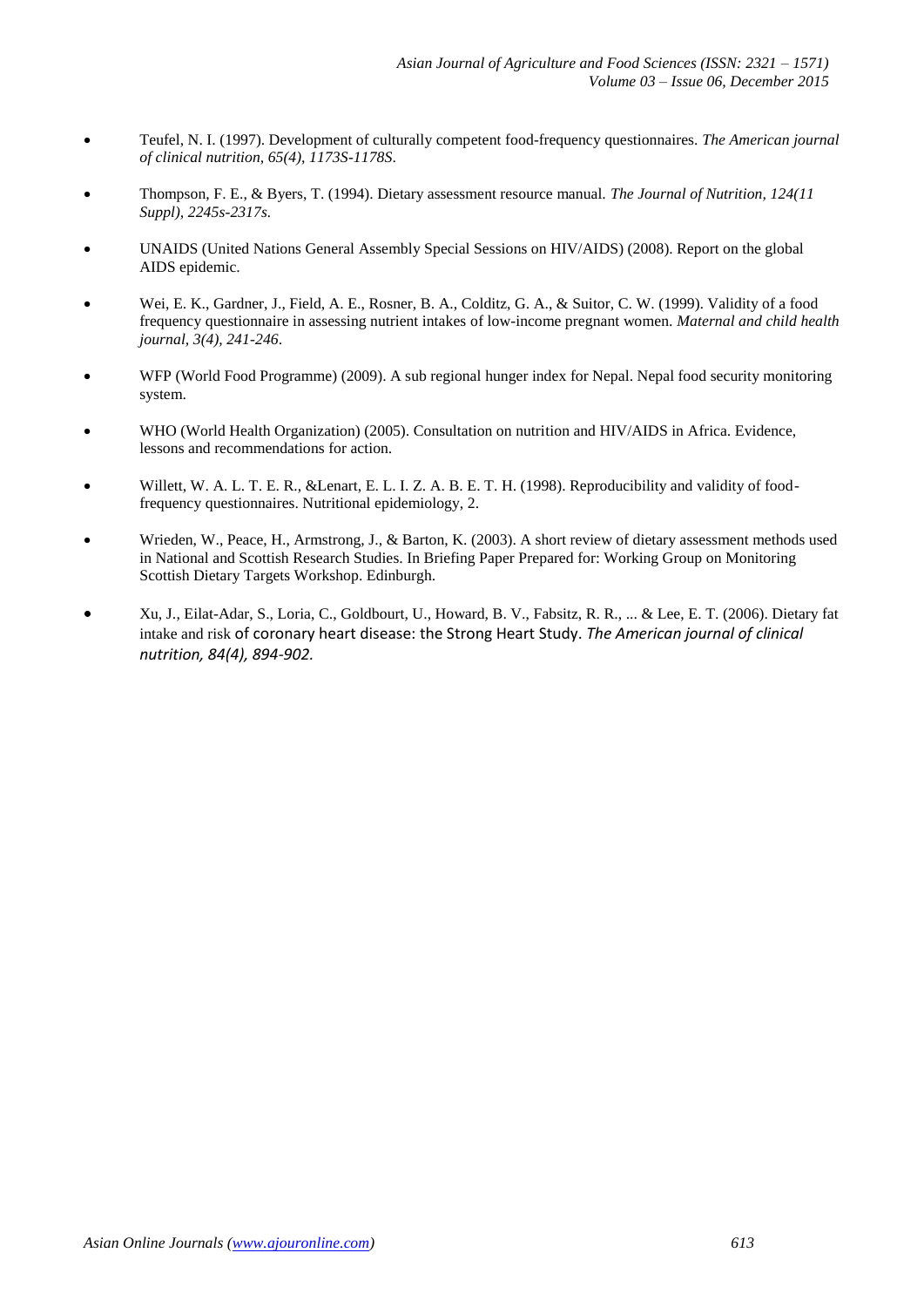- Teufel, N. I. (1997). Development of culturally competent food-frequency questionnaires. *The American journal of clinical nutrition, 65(4), 1173S-1178S*.
- Thompson, F. E., & Byers, T. (1994). Dietary assessment resource manual. *The Journal of Nutrition, 124(11 Suppl), 2245s-2317s.*
- UNAIDS (United Nations General Assembly Special Sessions on HIV/AIDS) (2008). Report on the global AIDS epidemic.
- Wei, E. K., Gardner, J., Field, A. E., Rosner, B. A., Colditz, G. A., & Suitor, C. W. (1999). Validity of a food frequency questionnaire in assessing nutrient intakes of low-income pregnant women. *Maternal and child health journal, 3(4), 241-246*.
- WFP (World Food Programme) (2009). A sub regional hunger index for Nepal. Nepal food security monitoring system.
- WHO (World Health Organization) (2005). Consultation on nutrition and HIV/AIDS in Africa. Evidence, lessons and recommendations for action.
- Willett, W. A. L. T. E. R., &Lenart, E. L. I. Z. A. B. E. T. H. (1998). Reproducibility and validity of food-frequency questionnaires. Nutritional epidemiology, 2.
- Wrieden, W., Peace, H., Armstrong, J., & Barton, K. (2003). A short review of dietary assessment methods used in National and Scottish Research Studies. In Briefing Paper Prepared for: Working Group on Monitoring Scottish Dietary Targets Workshop. Edinburgh.
- Xu, J., Eilat-Adar, S., Loria, C., Goldbourt, U., Howard, B. V., Fabsitz, R. R., ... & Lee, E. T. (2006). Dietary fat intake and risk of coronary heart disease: the Strong Heart Study. *The American journal of clinical nutrition, 84(4), 894-902.*